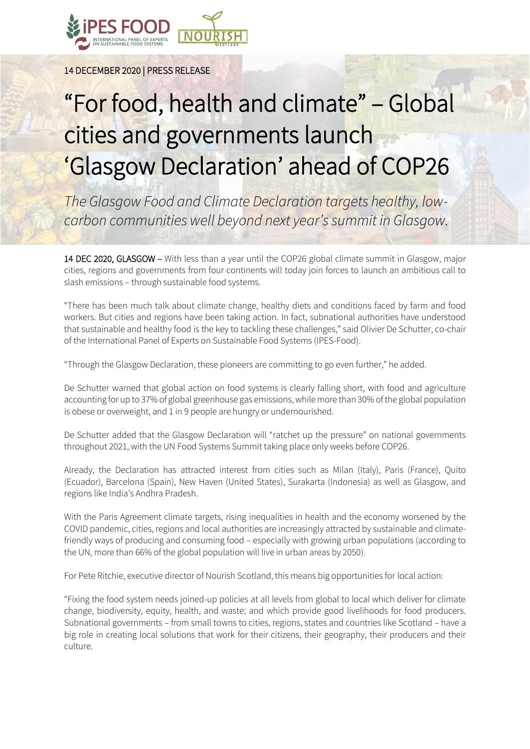14 DECEMBER 2020 | PRESS RELEASE

# "For food, health and climate" – Global cities and governments launch 'Glasgow Declaration' ahead of COP26

*The Glasgow Food and Climate Declaration targets healthy, low-carbon communities well beyond next year's summit in Glasgow.*

14 DEC 2020, GLASGOW – With less than a year until the COP26 global climate summit in Glasgow, major cities, regions and governments from four continents will today join forces to launch an ambitious call to slash emissions – through sustainable food systems.

"There has been much talk about climate change, healthy diets and conditions faced by farm and food workers. But cities and regions have been taking action. In fact, subnational authorities have understood that sustainable and healthy food is the key to tackling these challenges," said Olivier De Schutter, co-chair of the International Panel of Experts on Sustainable Food Systems (IPES-Food).

"Through the Glasgow Declaration, these pioneers are committing to go even further," he added.

De Schutter warned that global action on food systems is clearly falling short, with food and agriculture accounting for up to 37% of global greenhouse gas emissions, while more than 30% of the global population is obese or overweight, and 1 in 9 people are hungry or undernourished.

De Schutter added that the Glasgow Declaration will "ratchet up the pressure" on national governments throughout 2021, with the UN Food Systems Summit taking place only weeks before COP26.

Already, the Declaration has attracted interest from cities such as Milan (Italy), Paris (France), Quito (Ecuador), Barcelona (Spain), New Haven (United States), Surakarta (Indonesia) as well as Glasgow, and regions like India's Andhra Pradesh.

With the Paris Agreement climate targets, rising inequalities in health and the economy worsened by the COVID pandemic, cities, regions and local authorities are increasingly attracted by sustainable and climate-friendly ways of producing and consuming food – especially with growing urban populations (according to the UN, more than 66% of the global population will live in urban areas by 2050).

For Pete Ritchie, executive director of Nourish Scotland, this means big opportunities for local action:

"Fixing the food system needs joined-up policies at all levels from global to local which deliver for climate change, biodiversity, equity, health, and waste; and which provide good livelihoods for food producers. Subnational governments – from small towns to cities, regions, states and countries like Scotland – have a big role in creating local solutions that work for their citizens, their geography, their producers and their culture.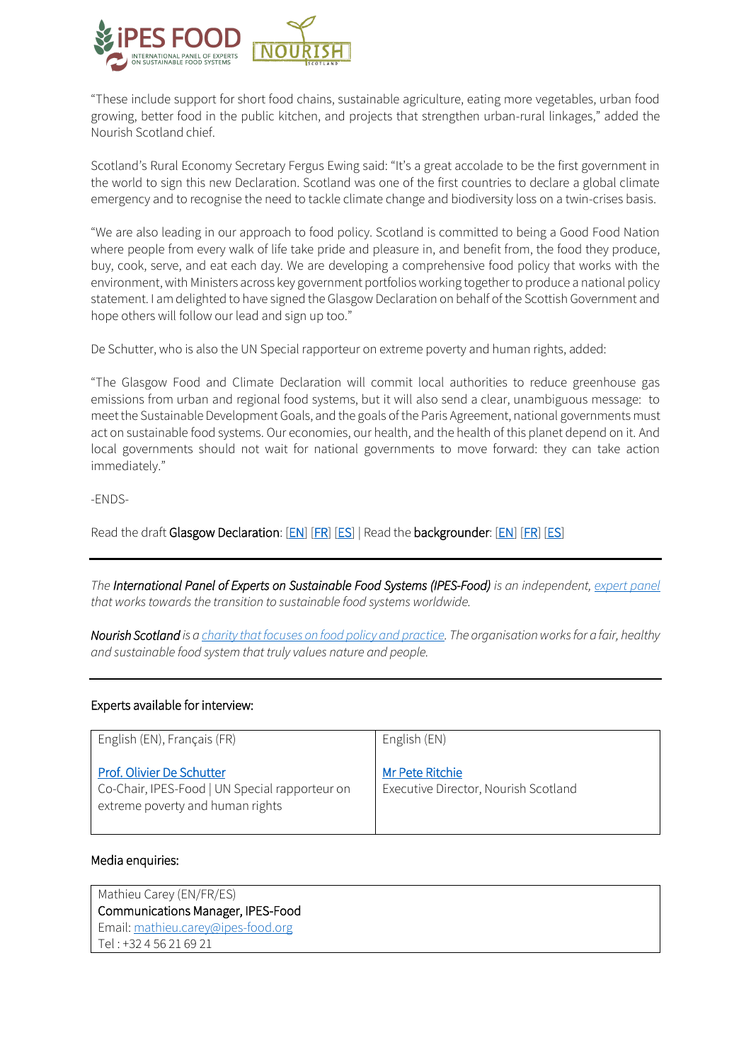"These include support for short food chains, sustainable agriculture, eating more vegetables, urban food growing, better food in the public kitchen, and projects that strengthen urban-rural linkages," added the Nourish Scotland chief.

Scotland's Rural Economy Secretary Fergus Ewing said: "It's a great accolade to be the first government in the world to sign this new Declaration. Scotland was one of the first countries to declare a global climate emergency and to recognise the need to tackle climate change and biodiversity loss on a twin-crises basis.

"We are also leading in our approach to food policy. Scotland is committed to being a Good Food Nation where people from every walk of life take pride and pleasure in, and benefit from, the food they produce, buy, cook, serve, and eat each day. We are developing a comprehensive food policy that works with the environment, with Ministers across key government portfolios working together to produce a national policy statement. I am delighted to have signed the Glasgow Declaration on behalf of the Scottish Government and hope others will follow our lead and sign up too."

De Schutter, who is also the UN Special rapporteur on extreme poverty and human rights, added:

"The Glasgow Food and Climate Declaration will commit local authorities to reduce greenhouse gas emissions from urban and regional food systems, but it will also send a clear, unambiguous message: to meet the Sustainable Development Goals, and the goals of the Paris Agreement, national governments must act on sustainable food systems. Our economies, our health, and the health of this planet depend on it. And local governments should not wait for national governments to move forward: they can take action immediately."

-ENDS-

Read the draft **Glasgow Declaration**: [EN] [FR] [ES] | Read the **backgrounder**: [EN] [FR] [ES]

---

*The **International Panel of Experts on Sustainable Food Systems (IPES-Food)** is an independent, expert panel that works towards the transition to sustainable food systems worldwide.*

***Nourish Scotland** is a charity that focuses on food policy and practice. The organisation works for a fair, healthy and sustainable food system that truly values nature and people.*

---

Experts available for interview:

| | |
|---|---|
| English (EN), Français (FR)<br><br>Prof. Olivier De Schutter<br>Co-Chair, IPES-Food \| UN Special rapporteur on extreme poverty and human rights | English (EN)<br><br>Mr Pete Ritchie<br>Executive Director, Nourish Scotland |

Media enquiries:

Mathieu Carey (EN/FR/ES)
Communications Manager, IPES-Food
Email: mathieu.carey@ipes-food.org
Tel : +32 4 56 21 69 21